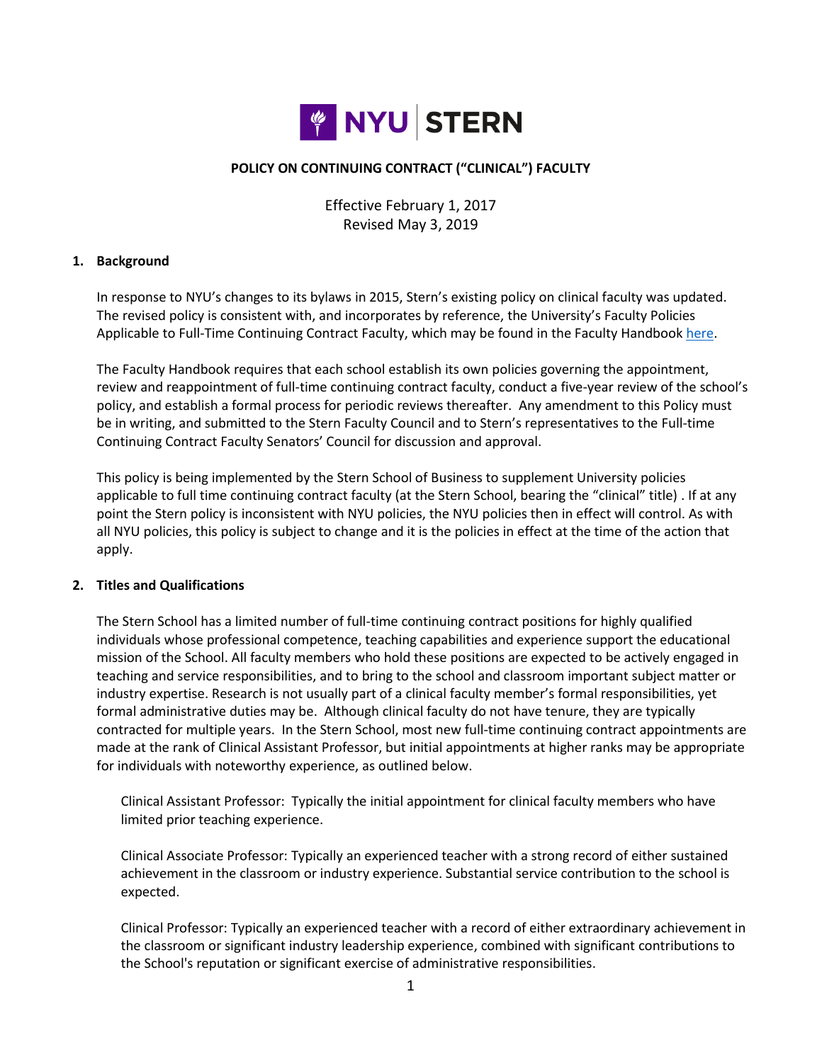NYU STERN

# POLICY ON CONTINUING CONTRACT ("CLINICAL") FACULTY

Effective February 1, 2017
Revised May 3, 2019

## 1. Background

In response to NYU's changes to its bylaws in 2015, Stern's existing policy on clinical faculty was updated. The revised policy is consistent with, and incorporates by reference, the University's Faculty Policies Applicable to Full-Time Continuing Contract Faculty, which may be found in the Faculty Handbook here.

The Faculty Handbook requires that each school establish its own policies governing the appointment, review and reappointment of full-time continuing contract faculty, conduct a five-year review of the school's policy, and establish a formal process for periodic reviews thereafter. Any amendment to this Policy must be in writing, and submitted to the Stern Faculty Council and to Stern's representatives to the Full-time Continuing Contract Faculty Senators' Council for discussion and approval.

This policy is being implemented by the Stern School of Business to supplement University policies applicable to full time continuing contract faculty (at the Stern School, bearing the "clinical" title) . If at any point the Stern policy is inconsistent with NYU policies, the NYU policies then in effect will control. As with all NYU policies, this policy is subject to change and it is the policies in effect at the time of the action that apply.

## 2. Titles and Qualifications

The Stern School has a limited number of full-time continuing contract positions for highly qualified individuals whose professional competence, teaching capabilities and experience support the educational mission of the School. All faculty members who hold these positions are expected to be actively engaged in teaching and service responsibilities, and to bring to the school and classroom important subject matter or industry expertise. Research is not usually part of a clinical faculty member's formal responsibilities, yet formal administrative duties may be. Although clinical faculty do not have tenure, they are typically contracted for multiple years. In the Stern School, most new full-time continuing contract appointments are made at the rank of Clinical Assistant Professor, but initial appointments at higher ranks may be appropriate for individuals with noteworthy experience, as outlined below.

Clinical Assistant Professor: Typically the initial appointment for clinical faculty members who have limited prior teaching experience.

Clinical Associate Professor: Typically an experienced teacher with a strong record of either sustained achievement in the classroom or industry experience. Substantial service contribution to the school is expected.

Clinical Professor: Typically an experienced teacher with a record of either extraordinary achievement in the classroom or significant industry leadership experience, combined with significant contributions to the School's reputation or significant exercise of administrative responsibilities.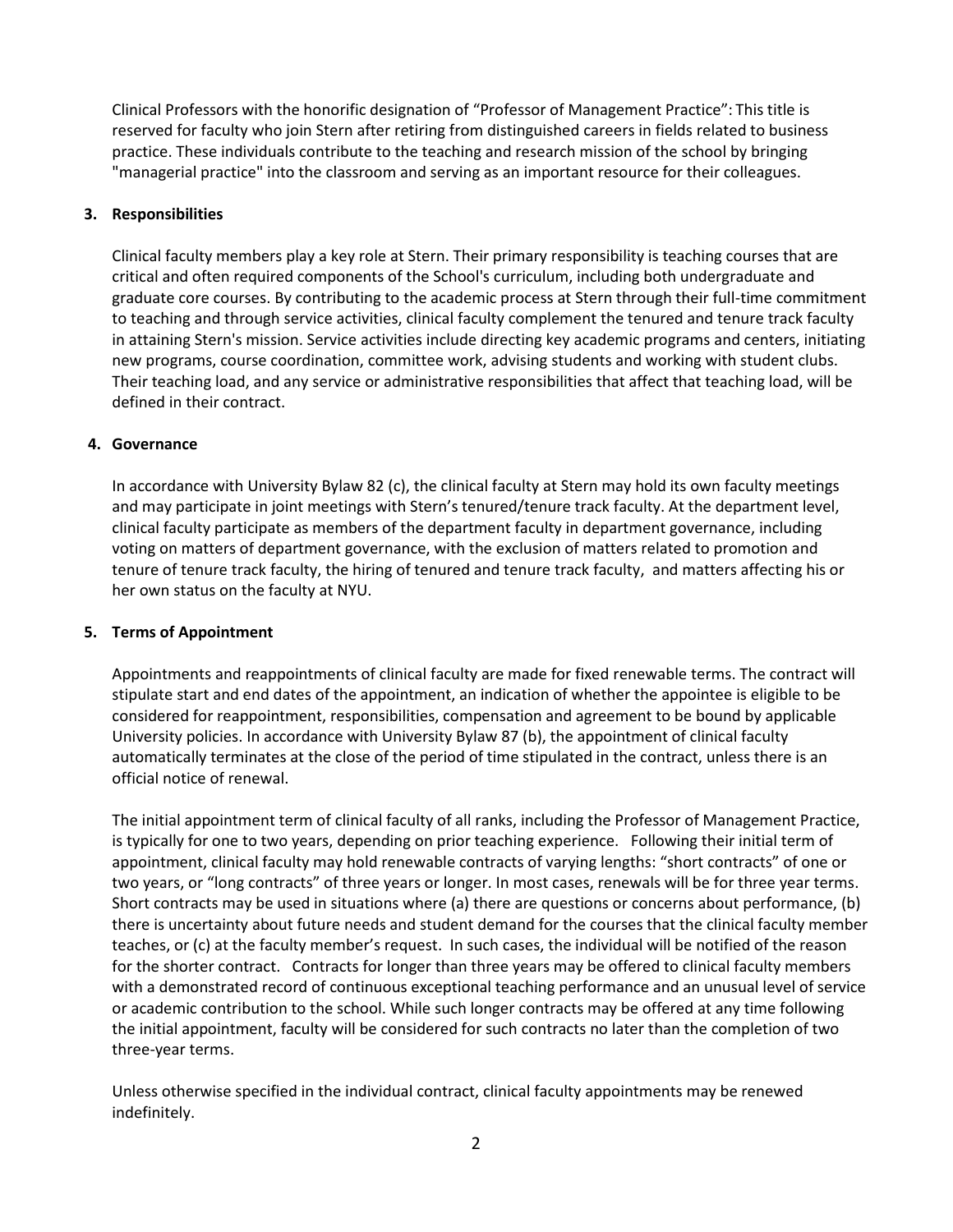Clinical Professors with the honorific designation of "Professor of Management Practice": This title is reserved for faculty who join Stern after retiring from distinguished careers in fields related to business practice. These individuals contribute to the teaching and research mission of the school by bringing "managerial practice" into the classroom and serving as an important resource for their colleagues.

**3. Responsibilities**

Clinical faculty members play a key role at Stern. Their primary responsibility is teaching courses that are critical and often required components of the School's curriculum, including both undergraduate and graduate core courses. By contributing to the academic process at Stern through their full-time commitment to teaching and through service activities, clinical faculty complement the tenured and tenure track faculty in attaining Stern's mission. Service activities include directing key academic programs and centers, initiating new programs, course coordination, committee work, advising students and working with student clubs. Their teaching load, and any service or administrative responsibilities that affect that teaching load, will be defined in their contract.

**4. Governance**

In accordance with University Bylaw 82 (c), the clinical faculty at Stern may hold its own faculty meetings and may participate in joint meetings with Stern's tenured/tenure track faculty. At the department level, clinical faculty participate as members of the department faculty in department governance, including voting on matters of department governance, with the exclusion of matters related to promotion and tenure of tenure track faculty, the hiring of tenured and tenure track faculty, and matters affecting his or her own status on the faculty at NYU.

**5. Terms of Appointment**

Appointments and reappointments of clinical faculty are made for fixed renewable terms. The contract will stipulate start and end dates of the appointment, an indication of whether the appointee is eligible to be considered for reappointment, responsibilities, compensation and agreement to be bound by applicable University policies. In accordance with University Bylaw 87 (b), the appointment of clinical faculty automatically terminates at the close of the period of time stipulated in the contract, unless there is an official notice of renewal.

The initial appointment term of clinical faculty of all ranks, including the Professor of Management Practice, is typically for one to two years, depending on prior teaching experience. Following their initial term of appointment, clinical faculty may hold renewable contracts of varying lengths: "short contracts" of one or two years, or "long contracts" of three years or longer. In most cases, renewals will be for three year terms. Short contracts may be used in situations where (a) there are questions or concerns about performance, (b) there is uncertainty about future needs and student demand for the courses that the clinical faculty member teaches, or (c) at the faculty member's request. In such cases, the individual will be notified of the reason for the shorter contract. Contracts for longer than three years may be offered to clinical faculty members with a demonstrated record of continuous exceptional teaching performance and an unusual level of service or academic contribution to the school. While such longer contracts may be offered at any time following the initial appointment, faculty will be considered for such contracts no later than the completion of two three-year terms.

Unless otherwise specified in the individual contract, clinical faculty appointments may be renewed indefinitely.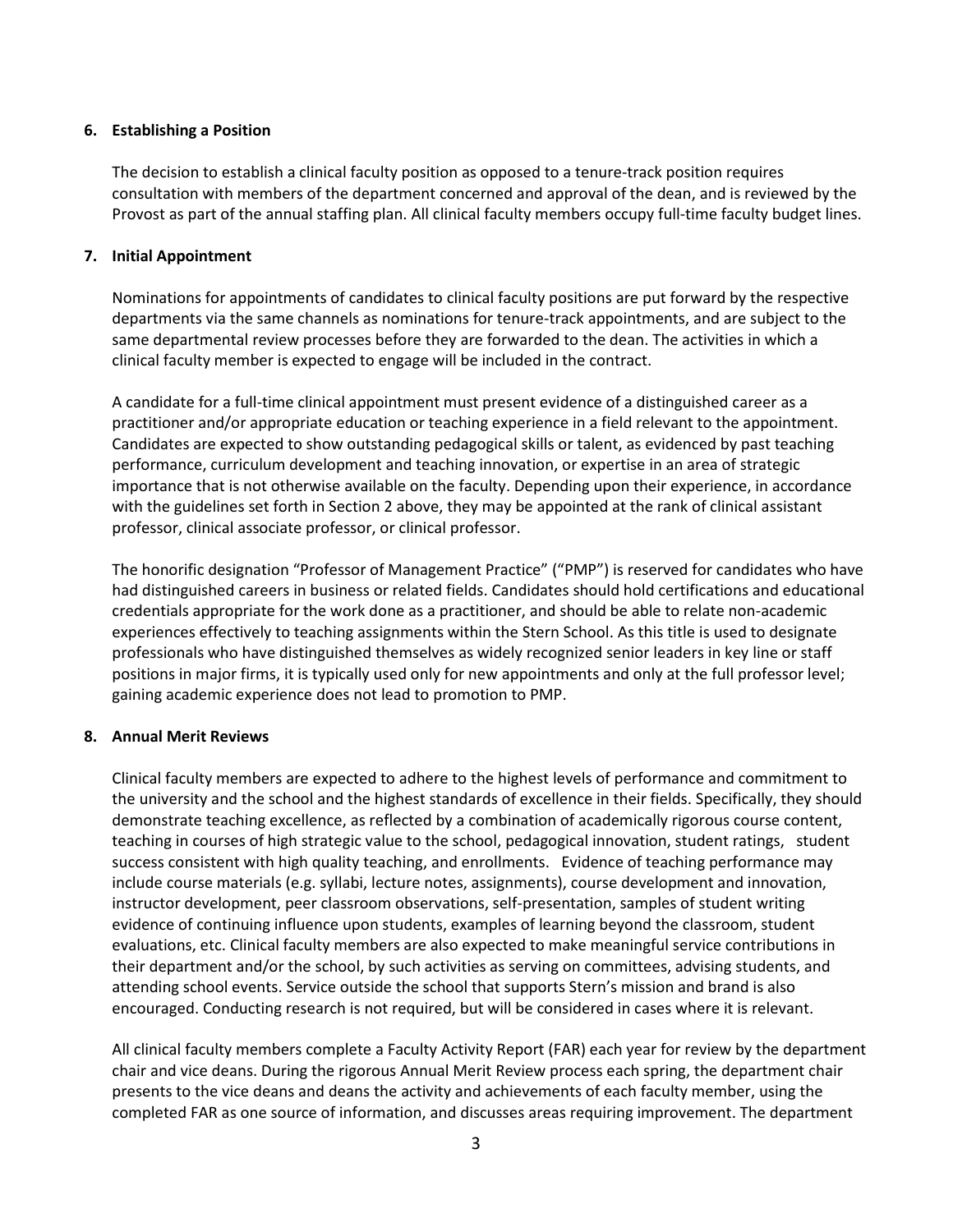**6. Establishing a Position**

The decision to establish a clinical faculty position as opposed to a tenure-track position requires consultation with members of the department concerned and approval of the dean, and is reviewed by the Provost as part of the annual staffing plan. All clinical faculty members occupy full-time faculty budget lines.

**7. Initial Appointment**

Nominations for appointments of candidates to clinical faculty positions are put forward by the respective departments via the same channels as nominations for tenure-track appointments, and are subject to the same departmental review processes before they are forwarded to the dean. The activities in which a clinical faculty member is expected to engage will be included in the contract.

A candidate for a full-time clinical appointment must present evidence of a distinguished career as a practitioner and/or appropriate education or teaching experience in a field relevant to the appointment. Candidates are expected to show outstanding pedagogical skills or talent, as evidenced by past teaching performance, curriculum development and teaching innovation, or expertise in an area of strategic importance that is not otherwise available on the faculty. Depending upon their experience, in accordance with the guidelines set forth in Section 2 above, they may be appointed at the rank of clinical assistant professor, clinical associate professor, or clinical professor.

The honorific designation "Professor of Management Practice" ("PMP") is reserved for candidates who have had distinguished careers in business or related fields. Candidates should hold certifications and educational credentials appropriate for the work done as a practitioner, and should be able to relate non-academic experiences effectively to teaching assignments within the Stern School. As this title is used to designate professionals who have distinguished themselves as widely recognized senior leaders in key line or staff positions in major firms, it is typically used only for new appointments and only at the full professor level; gaining academic experience does not lead to promotion to PMP.

**8. Annual Merit Reviews**

Clinical faculty members are expected to adhere to the highest levels of performance and commitment to the university and the school and the highest standards of excellence in their fields. Specifically, they should demonstrate teaching excellence, as reflected by a combination of academically rigorous course content, teaching in courses of high strategic value to the school, pedagogical innovation, student ratings, student success consistent with high quality teaching, and enrollments. Evidence of teaching performance may include course materials (e.g. syllabi, lecture notes, assignments), course development and innovation, instructor development, peer classroom observations, self-presentation, samples of student writing evidence of continuing influence upon students, examples of learning beyond the classroom, student evaluations, etc. Clinical faculty members are also expected to make meaningful service contributions in their department and/or the school, by such activities as serving on committees, advising students, and attending school events. Service outside the school that supports Stern's mission and brand is also encouraged. Conducting research is not required, but will be considered in cases where it is relevant.

All clinical faculty members complete a Faculty Activity Report (FAR) each year for review by the department chair and vice deans. During the rigorous Annual Merit Review process each spring, the department chair presents to the vice deans and deans the activity and achievements of each faculty member, using the completed FAR as one source of information, and discusses areas requiring improvement. The department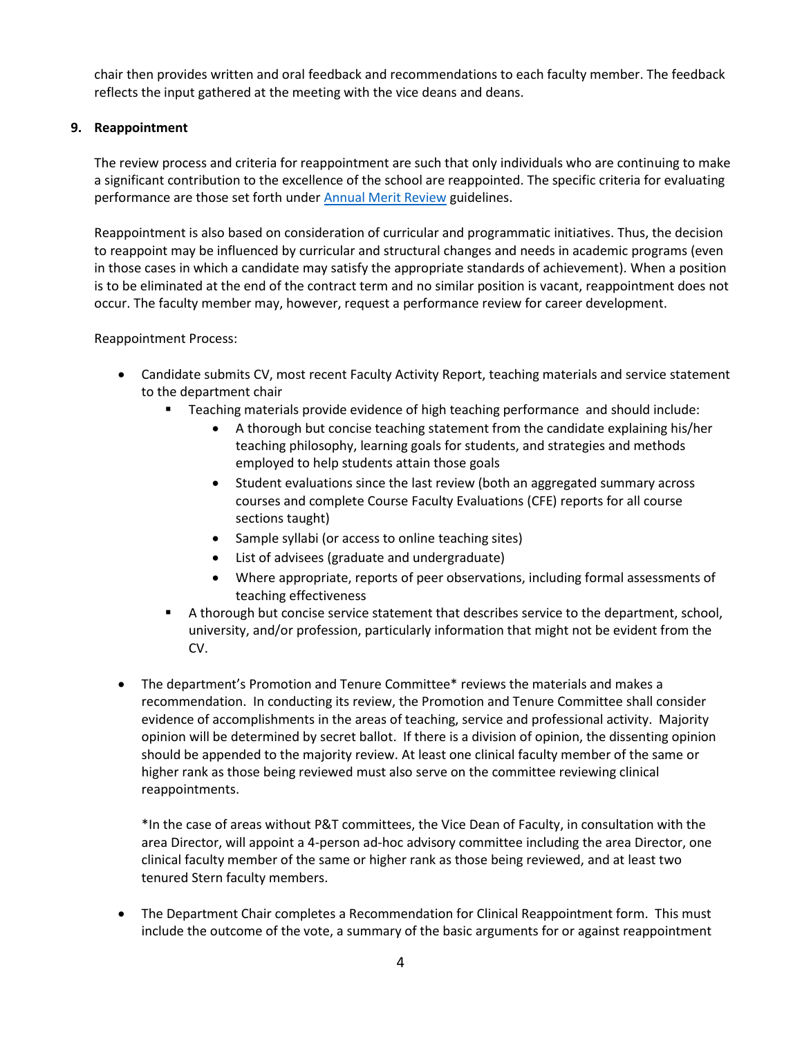chair then provides written and oral feedback and recommendations to each faculty member. The feedback reflects the input gathered at the meeting with the vice deans and deans.

**9. Reappointment**

The review process and criteria for reappointment are such that only individuals who are continuing to make a significant contribution to the excellence of the school are reappointed. The specific criteria for evaluating performance are those set forth under Annual Merit Review guidelines.

Reappointment is also based on consideration of curricular and programmatic initiatives. Thus, the decision to reappoint may be influenced by curricular and structural changes and needs in academic programs (even in those cases in which a candidate may satisfy the appropriate standards of achievement). When a position is to be eliminated at the end of the contract term and no similar position is vacant, reappointment does not occur. The faculty member may, however, request a performance review for career development.

Reappointment Process:

- Candidate submits CV, most recent Faculty Activity Report, teaching materials and service statement to the department chair
  - Teaching materials provide evidence of high teaching performance and should include:
    - A thorough but concise teaching statement from the candidate explaining his/her teaching philosophy, learning goals for students, and strategies and methods employed to help students attain those goals
    - Student evaluations since the last review (both an aggregated summary across courses and complete Course Faculty Evaluations (CFE) reports for all course sections taught)
    - Sample syllabi (or access to online teaching sites)
    - List of advisees (graduate and undergraduate)
    - Where appropriate, reports of peer observations, including formal assessments of teaching effectiveness
  - A thorough but concise service statement that describes service to the department, school, university, and/or profession, particularly information that might not be evident from the CV.

- The department's Promotion and Tenure Committee* reviews the materials and makes a recommendation. In conducting its review, the Promotion and Tenure Committee shall consider evidence of accomplishments in the areas of teaching, service and professional activity. Majority opinion will be determined by secret ballot. If there is a division of opinion, the dissenting opinion should be appended to the majority review. At least one clinical faculty member of the same or higher rank as those being reviewed must also serve on the committee reviewing clinical reappointments.

  *In the case of areas without P&T committees, the Vice Dean of Faculty, in consultation with the area Director, will appoint a 4-person ad-hoc advisory committee including the area Director, one clinical faculty member of the same or higher rank as those being reviewed, and at least two tenured Stern faculty members.

- The Department Chair completes a Recommendation for Clinical Reappointment form. This must include the outcome of the vote, a summary of the basic arguments for or against reappointment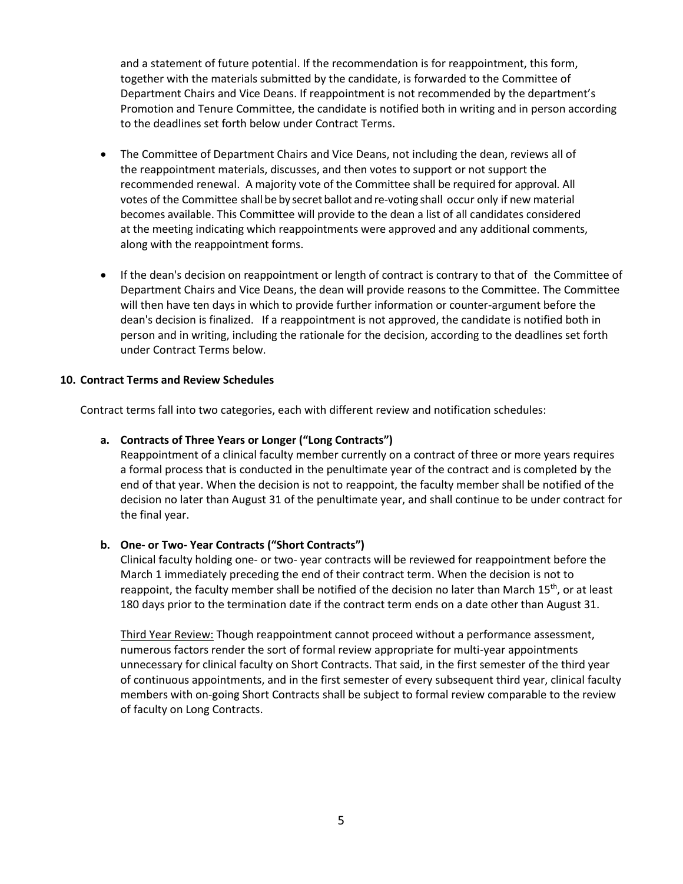and a statement of future potential. If the recommendation is for reappointment, this form, together with the materials submitted by the candidate, is forwarded to the Committee of Department Chairs and Vice Deans. If reappointment is not recommended by the department's Promotion and Tenure Committee, the candidate is notified both in writing and in person according to the deadlines set forth below under Contract Terms.

- The Committee of Department Chairs and Vice Deans, not including the dean, reviews all of the reappointment materials, discusses, and then votes to support or not support the recommended renewal. A majority vote of the Committee shall be required for approval. All votes of the Committee shall be by secret ballot and re-voting shall occur only if new material becomes available. This Committee will provide to the dean a list of all candidates considered at the meeting indicating which reappointments were approved and any additional comments, along with the reappointment forms.

- If the dean's decision on reappointment or length of contract is contrary to that of the Committee of Department Chairs and Vice Deans, the dean will provide reasons to the Committee. The Committee will then have ten days in which to provide further information or counter-argument before the dean's decision is finalized. If a reappointment is not approved, the candidate is notified both in person and in writing, including the rationale for the decision, according to the deadlines set forth under Contract Terms below.

**10. Contract Terms and Review Schedules**

Contract terms fall into two categories, each with different review and notification schedules:

**a. Contracts of Three Years or Longer ("Long Contracts")**

Reappointment of a clinical faculty member currently on a contract of three or more years requires a formal process that is conducted in the penultimate year of the contract and is completed by the end of that year. When the decision is not to reappoint, the faculty member shall be notified of the decision no later than August 31 of the penultimate year, and shall continue to be under contract for the final year.

**b. One- or Two- Year Contracts ("Short Contracts")**

Clinical faculty holding one- or two- year contracts will be reviewed for reappointment before the March 1 immediately preceding the end of their contract term. When the decision is not to reappoint, the faculty member shall be notified of the decision no later than March 15th, or at least 180 days prior to the termination date if the contract term ends on a date other than August 31.

Third Year Review: Though reappointment cannot proceed without a performance assessment, numerous factors render the sort of formal review appropriate for multi-year appointments unnecessary for clinical faculty on Short Contracts. That said, in the first semester of the third year of continuous appointments, and in the first semester of every subsequent third year, clinical faculty members with on-going Short Contracts shall be subject to formal review comparable to the review of faculty on Long Contracts.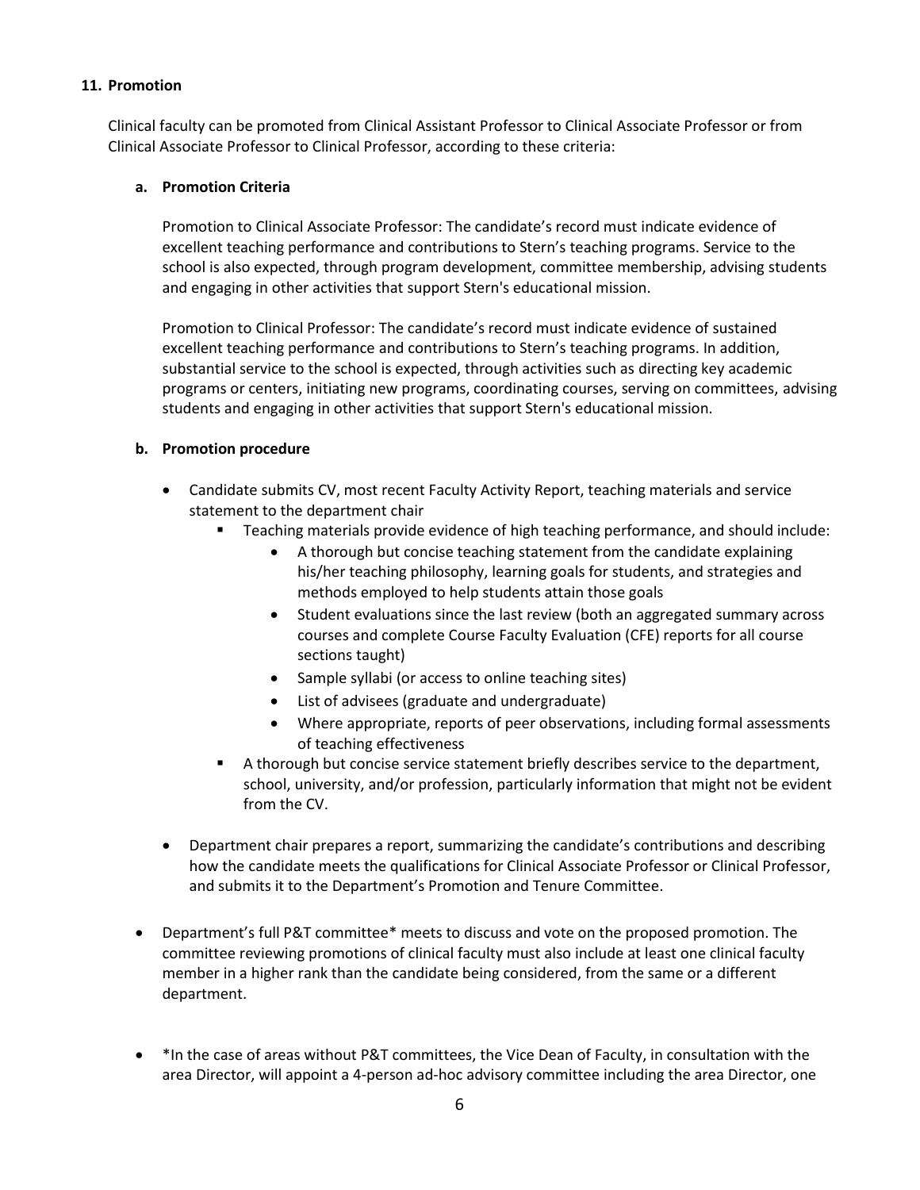## 11. Promotion

Clinical faculty can be promoted from Clinical Assistant Professor to Clinical Associate Professor or from Clinical Associate Professor to Clinical Professor, according to these criteria:

### a. Promotion Criteria

Promotion to Clinical Associate Professor: The candidate's record must indicate evidence of excellent teaching performance and contributions to Stern's teaching programs. Service to the school is also expected, through program development, committee membership, advising students and engaging in other activities that support Stern's educational mission.

Promotion to Clinical Professor: The candidate's record must indicate evidence of sustained excellent teaching performance and contributions to Stern's teaching programs. In addition, substantial service to the school is expected, through activities such as directing key academic programs or centers, initiating new programs, coordinating courses, serving on committees, advising students and engaging in other activities that support Stern's educational mission.

### b. Promotion procedure

- Candidate submits CV, most recent Faculty Activity Report, teaching materials and service statement to the department chair
  - Teaching materials provide evidence of high teaching performance, and should include:
    - A thorough but concise teaching statement from the candidate explaining his/her teaching philosophy, learning goals for students, and strategies and methods employed to help students attain those goals
    - Student evaluations since the last review (both an aggregated summary across courses and complete Course Faculty Evaluation (CFE) reports for all course sections taught)
    - Sample syllabi (or access to online teaching sites)
    - List of advisees (graduate and undergraduate)
    - Where appropriate, reports of peer observations, including formal assessments of teaching effectiveness
  - A thorough but concise service statement briefly describes service to the department, school, university, and/or profession, particularly information that might not be evident from the CV.
- Department chair prepares a report, summarizing the candidate's contributions and describing how the candidate meets the qualifications for Clinical Associate Professor or Clinical Professor, and submits it to the Department's Promotion and Tenure Committee.

- Department's full P&T committee* meets to discuss and vote on the proposed promotion. The committee reviewing promotions of clinical faculty must also include at least one clinical faculty member in a higher rank than the candidate being considered, from the same or a different department.

- *In the case of areas without P&T committees, the Vice Dean of Faculty, in consultation with the area Director, will appoint a 4-person ad-hoc advisory committee including the area Director, one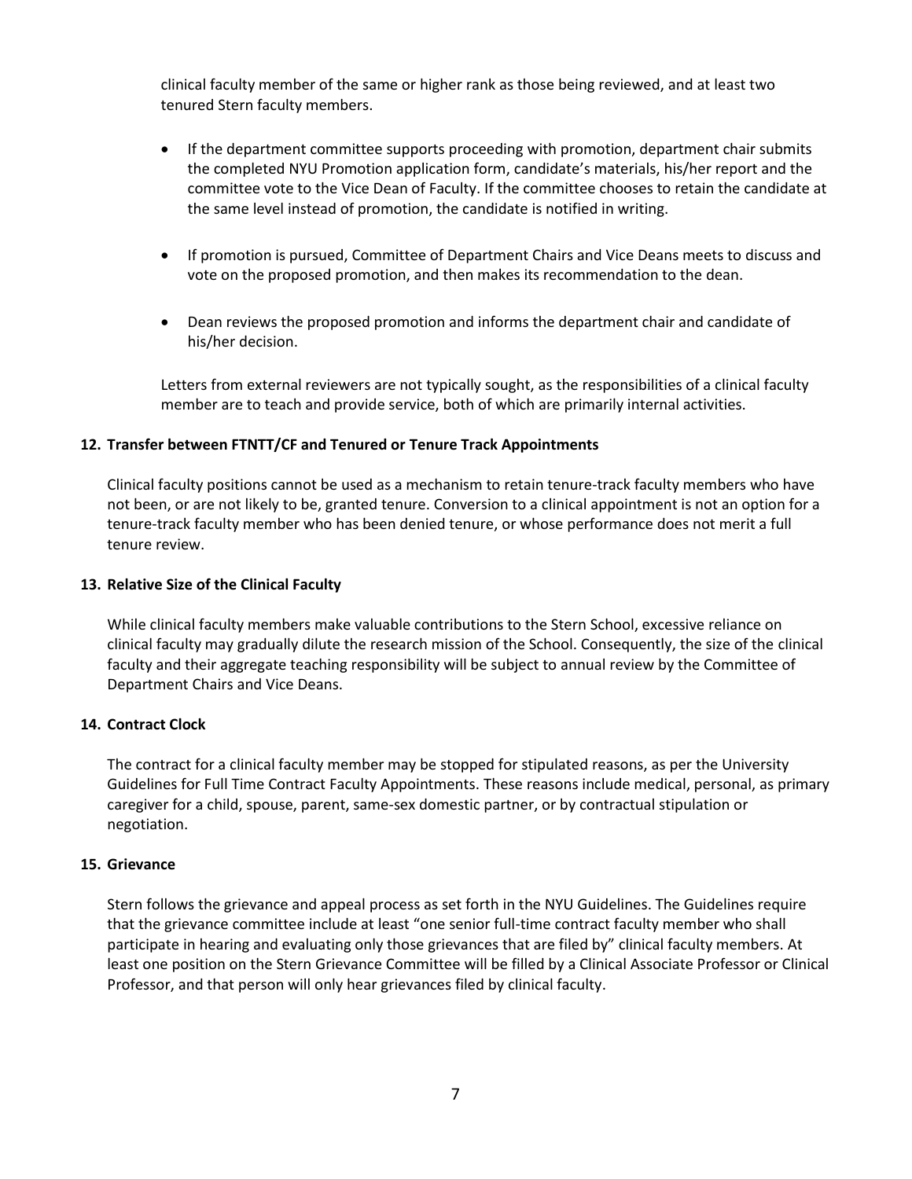clinical faculty member of the same or higher rank as those being reviewed, and at least two tenured Stern faculty members.

- If the department committee supports proceeding with promotion, department chair submits the completed NYU Promotion application form, candidate's materials, his/her report and the committee vote to the Vice Dean of Faculty. If the committee chooses to retain the candidate at the same level instead of promotion, the candidate is notified in writing.

- If promotion is pursued, Committee of Department Chairs and Vice Deans meets to discuss and vote on the proposed promotion, and then makes its recommendation to the dean.

- Dean reviews the proposed promotion and informs the department chair and candidate of his/her decision.

Letters from external reviewers are not typically sought, as the responsibilities of a clinical faculty member are to teach and provide service, both of which are primarily internal activities.

**12. Transfer between FTNTT/CF and Tenured or Tenure Track Appointments**

Clinical faculty positions cannot be used as a mechanism to retain tenure-track faculty members who have not been, or are not likely to be, granted tenure. Conversion to a clinical appointment is not an option for a tenure-track faculty member who has been denied tenure, or whose performance does not merit a full tenure review.

**13. Relative Size of the Clinical Faculty**

While clinical faculty members make valuable contributions to the Stern School, excessive reliance on clinical faculty may gradually dilute the research mission of the School. Consequently, the size of the clinical faculty and their aggregate teaching responsibility will be subject to annual review by the Committee of Department Chairs and Vice Deans.

**14. Contract Clock**

The contract for a clinical faculty member may be stopped for stipulated reasons, as per the University Guidelines for Full Time Contract Faculty Appointments. These reasons include medical, personal, as primary caregiver for a child, spouse, parent, same-sex domestic partner, or by contractual stipulation or negotiation.

**15. Grievance**

Stern follows the grievance and appeal process as set forth in the NYU Guidelines. The Guidelines require that the grievance committee include at least "one senior full-time contract faculty member who shall participate in hearing and evaluating only those grievances that are filed by" clinical faculty members. At least one position on the Stern Grievance Committee will be filled by a Clinical Associate Professor or Clinical Professor, and that person will only hear grievances filed by clinical faculty.